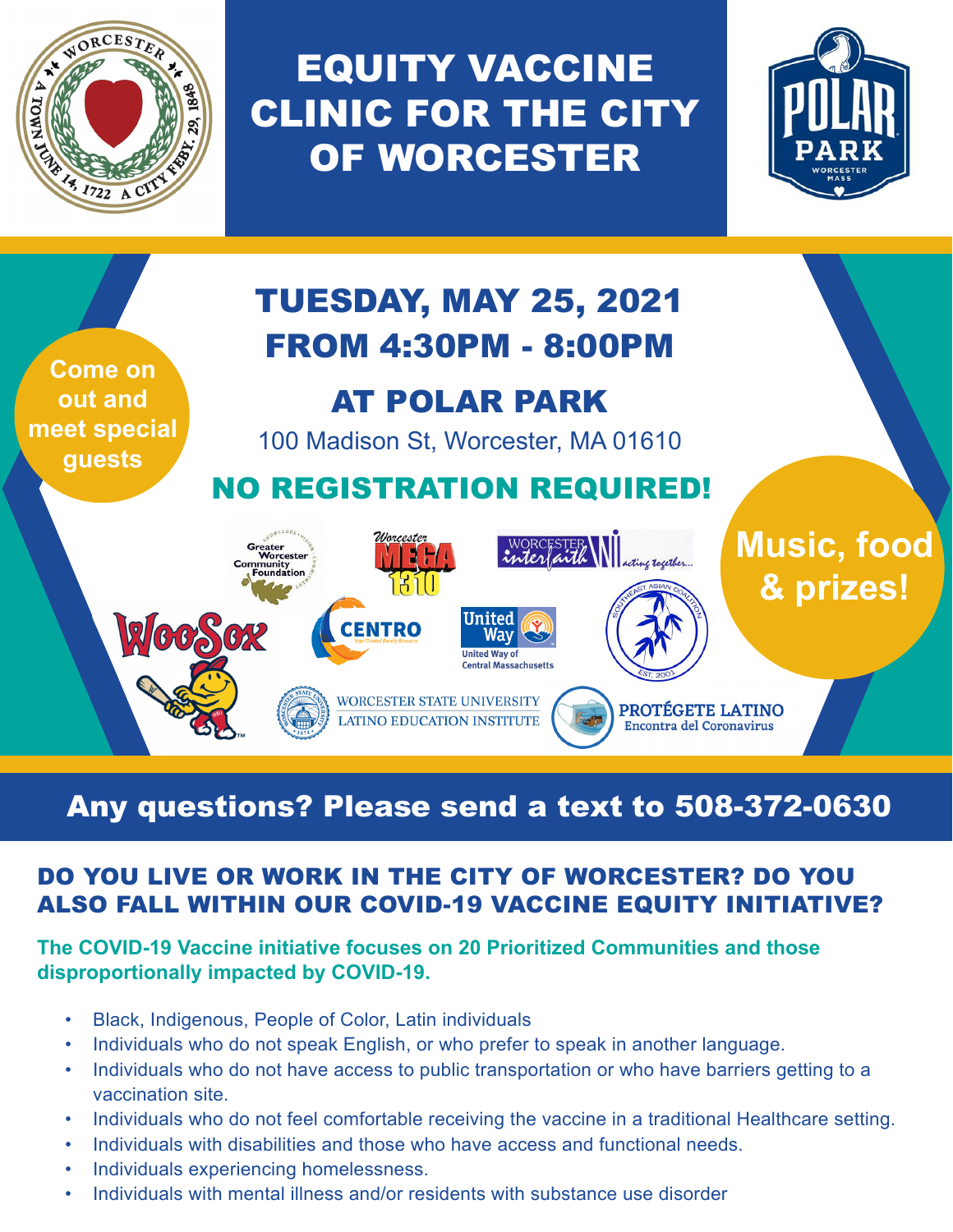# EQUITY VACCINE CLINIC FOR THE CITY OF WORCESTER

## TUESDAY, MAY 25, 2021
## FROM 4:30PM - 8:00PM

## AT POLAR PARK

100 Madison St, Worcester, MA 01610

**Come on out and meet special guests**

## NO REGISTRATION REQUIRED!

**Music, food & prizes!**

Greater Worcester Community Foundation · Worcester MEGA 1310 · Worcester Interfaith · WooSox · CENTRO · United Way of Central Massachusetts · Southeast Asian Coalition · Worcester State University Latino Education Institute · Protégete Latino Encontra del Coronavirus

## Any questions? Please send a text to 508-372-0630

### DO YOU LIVE OR WORK IN THE CITY OF WORCESTER? DO YOU ALSO FALL WITHIN OUR COVID-19 VACCINE EQUITY INITIATIVE?

**The COVID-19 Vaccine initiative focuses on 20 Prioritized Communities and those disproportionally impacted by COVID-19.**

- Black, Indigenous, People of Color, Latin individuals
- Individuals who do not speak English, or who prefer to speak in another language.
- Individuals who do not have access to public transportation or who have barriers getting to a vaccination site.
- Individuals who do not feel comfortable receiving the vaccine in a traditional Healthcare setting.
- Individuals with disabilities and those who have access and functional needs.
- Individuals experiencing homelessness.
- Individuals with mental illness and/or residents with substance use disorder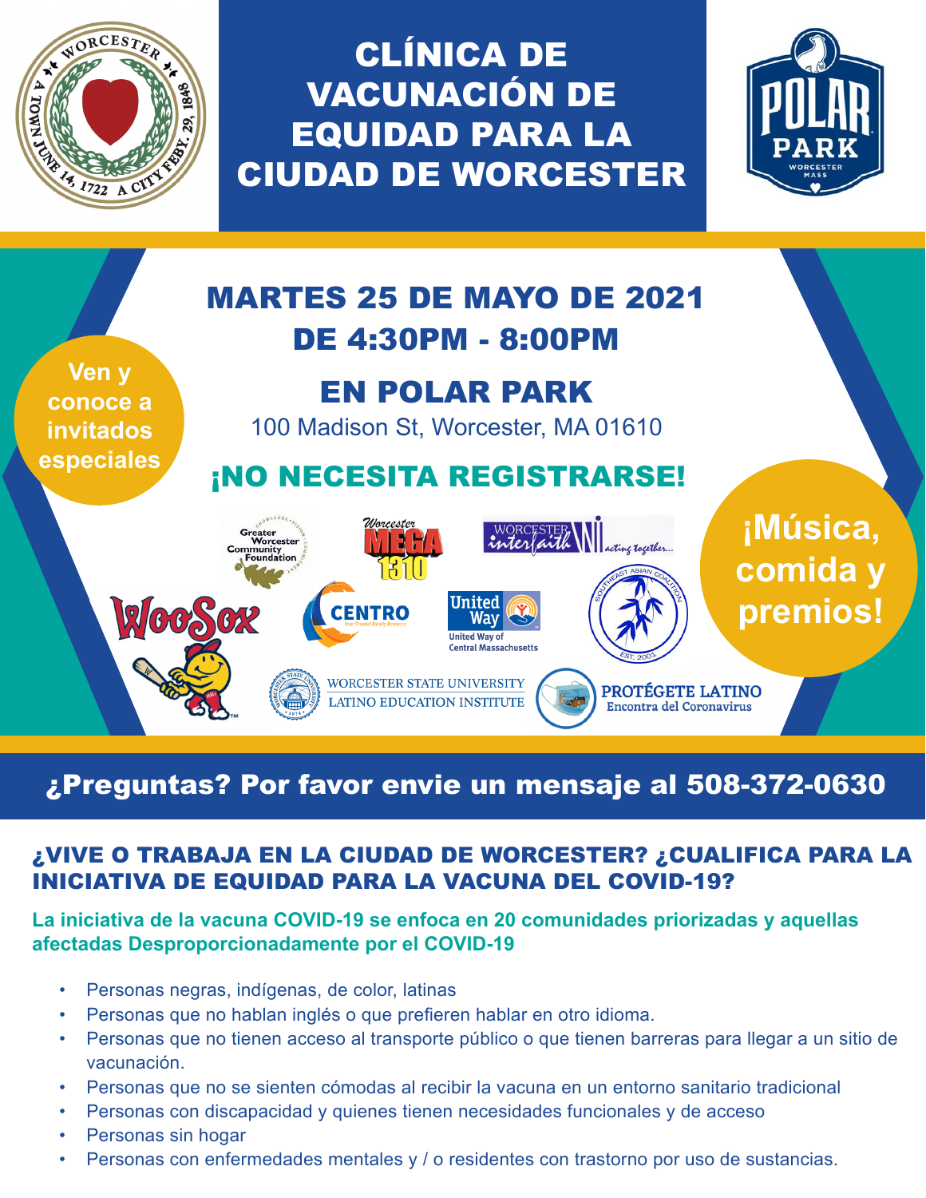# CLÍNICA DE VACUNACIÓN DE EQUIDAD PARA LA CIUDAD DE WORCESTER

## MARTES 25 DE MAYO DE 2021
## DE 4:30PM - 8:00PM

**Ven y conoce a invitados especiales**

## EN POLAR PARK

100 Madison St, Worcester, MA 01610

## ¡NO NECESITA REGISTRARSE!

**¡Música, comida y premios!**

Greater Worcester Community Foundation · Worcester MEGA 1310 · Worcester Interfaith · WooSox · CENTRO · United Way of Central Massachusetts · Southeast Asian Coalition · Worcester State University Latino Education Institute · Protégete Latino Encontra del Coronavirus

**¿Preguntas? Por favor envie un mensaje al 508-372-0630**

## ¿VIVE O TRABAJA EN LA CIUDAD DE WORCESTER? ¿CUALIFICA PARA LA INICIATIVA DE EQUIDAD PARA LA VACUNA DEL COVID-19?

**La iniciativa de la vacuna COVID-19 se enfoca en 20 comunidades priorizadas y aquellas afectadas Desproporcionadamente por el COVID-19**

- Personas negras, indígenas, de color, latinas
- Personas que no hablan inglés o que prefieren hablar en otro idioma.
- Personas que no tienen acceso al transporte público o que tienen barreras para llegar a un sitio de vacunación.
- Personas que no se sienten cómodas al recibir la vacuna en un entorno sanitario tradicional
- Personas con discapacidad y quienes tienen necesidades funcionales y de acceso
- Personas sin hogar
- Personas con enfermedades mentales y / o residentes con trastorno por uso de sustancias.